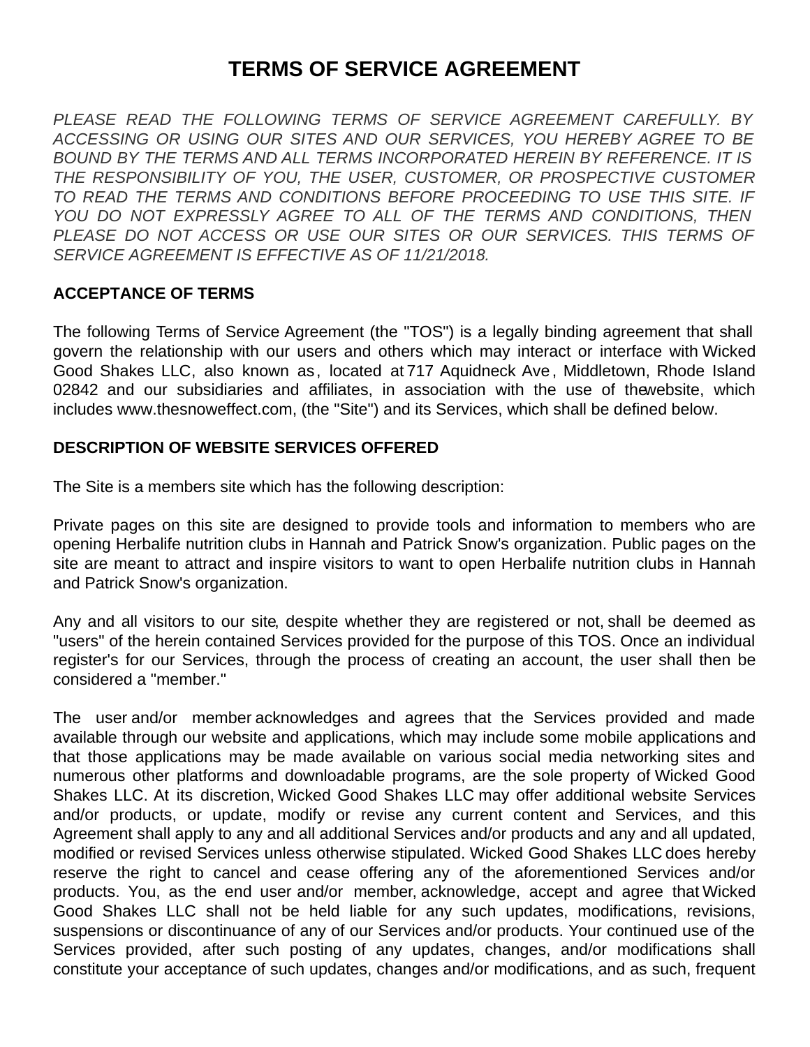# TERMS OF SERVICE AGREEMENT

*PLEASE READ THE FOLLOWING TERMS OF SERVICE AGREEMENT CAREFULLY. BY ACCESSING OR USING OUR SITES AND OUR SERVICES, YOU HEREBY AGREE TO BE BOUND BY THE TERMS AND ALL TERMS INCORPORATED HEREIN BY REFERENCE. IT IS THE RESPONSIBILITY OF YOU, THE USER, CUSTOMER, OR PROSPECTIVE CUSTOMER TO READ THE TERMS AND CONDITIONS BEFORE PROCEEDING TO USE THIS SITE. IF YOU DO NOT EXPRESSLY AGREE TO ALL OF THE TERMS AND CONDITIONS, THEN PLEASE DO NOT ACCESS OR USE OUR SITES OR OUR SERVICES. THIS TERMS OF SERVICE AGREEMENT IS EFFECTIVE AS OF 11/21/2018.*

**ACCEPTANCE OF TERMS**

The following Terms of Service Agreement (the "TOS") is a legally binding agreement that shall govern the relationship with our users and others which may interact or interface with Wicked Good Shakes LLC, also known as, located at 717 Aquidneck Ave, Middletown, Rhode Island 02842 and our subsidiaries and affiliates, in association with the use of thewebsite, which includes www.thesnoweffect.com, (the "Site") and its Services, which shall be defined below.

**DESCRIPTION OF WEBSITE SERVICES OFFERED**

The Site is a members site which has the following description:

Private pages on this site are designed to provide tools and information to members who are opening Herbalife nutrition clubs in Hannah and Patrick Snow's organization. Public pages on the site are meant to attract and inspire visitors to want to open Herbalife nutrition clubs in Hannah and Patrick Snow's organization.

Any and all visitors to our site, despite whether they are registered or not, shall be deemed as "users" of the herein contained Services provided for the purpose of this TOS. Once an individual register's for our Services, through the process of creating an account, the user shall then be considered a "member."

The user and/or member acknowledges and agrees that the Services provided and made available through our website and applications, which may include some mobile applications and that those applications may be made available on various social media networking sites and numerous other platforms and downloadable programs, are the sole property of Wicked Good Shakes LLC. At its discretion, Wicked Good Shakes LLC may offer additional website Services and/or products, or update, modify or revise any current content and Services, and this Agreement shall apply to any and all additional Services and/or products and any and all updated, modified or revised Services unless otherwise stipulated. Wicked Good Shakes LLC does hereby reserve the right to cancel and cease offering any of the aforementioned Services and/or products. You, as the end user and/or member, acknowledge, accept and agree that Wicked Good Shakes LLC shall not be held liable for any such updates, modifications, revisions, suspensions or discontinuance of any of our Services and/or products. Your continued use of the Services provided, after such posting of any updates, changes, and/or modifications shall constitute your acceptance of such updates, changes and/or modifications, and as such, frequent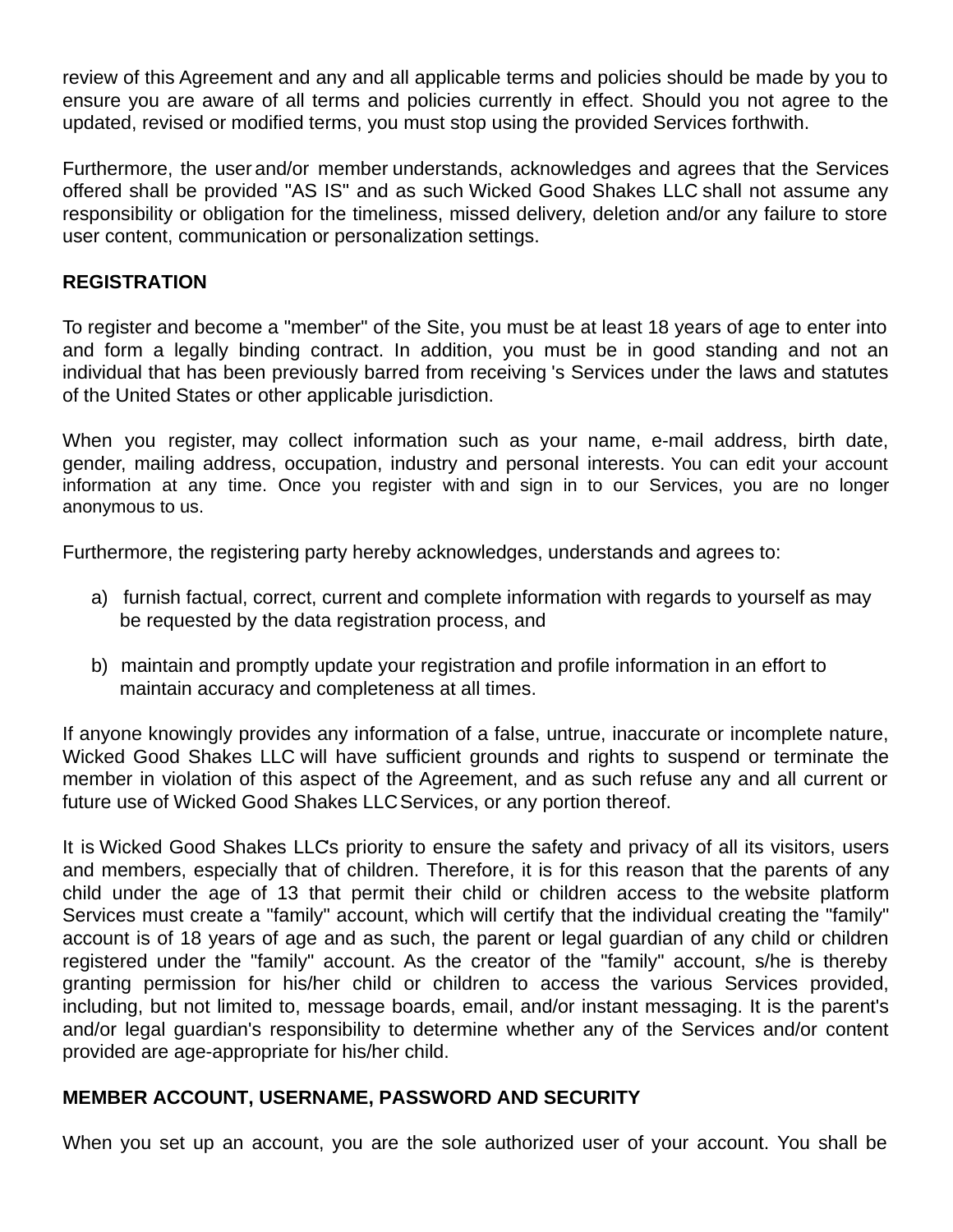review of this Agreement and any and all applicable terms and policies should be made by you to ensure you are aware of all terms and policies currently in effect. Should you not agree to the updated, revised or modified terms, you must stop using the provided Services forthwith.

Furthermore, the user and/or member understands, acknowledges and agrees that the Services offered shall be provided "AS IS" and as such Wicked Good Shakes LLC shall not assume any responsibility or obligation for the timeliness, missed delivery, deletion and/or any failure to store user content, communication or personalization settings.

## REGISTRATION

To register and become a "member" of the Site, you must be at least 18 years of age to enter into and form a legally binding contract. In addition, you must be in good standing and not an individual that has been previously barred from receiving 's Services under the laws and statutes of the United States or other applicable jurisdiction.

When you register, may collect information such as your name, e-mail address, birth date, gender, mailing address, occupation, industry and personal interests. You can edit your account information at any time. Once you register with and sign in to our Services, you are no longer anonymous to us.

Furthermore, the registering party hereby acknowledges, understands and agrees to:

a) furnish factual, correct, current and complete information with regards to yourself as may be requested by the data registration process, and

b) maintain and promptly update your registration and profile information in an effort to maintain accuracy and completeness at all times.

If anyone knowingly provides any information of a false, untrue, inaccurate or incomplete nature, Wicked Good Shakes LLC will have sufficient grounds and rights to suspend or terminate the member in violation of this aspect of the Agreement, and as such refuse any and all current or future use of Wicked Good Shakes LLC Services, or any portion thereof.

It is Wicked Good Shakes LLC's priority to ensure the safety and privacy of all its visitors, users and members, especially that of children. Therefore, it is for this reason that the parents of any child under the age of 13 that permit their child or children access to the website platform Services must create a "family" account, which will certify that the individual creating the "family" account is of 18 years of age and as such, the parent or legal guardian of any child or children registered under the "family" account. As the creator of the "family" account, s/he is thereby granting permission for his/her child or children to access the various Services provided, including, but not limited to, message boards, email, and/or instant messaging. It is the parent's and/or legal guardian's responsibility to determine whether any of the Services and/or content provided are age-appropriate for his/her child.

## MEMBER ACCOUNT, USERNAME, PASSWORD AND SECURITY

When you set up an account, you are the sole authorized user of your account. You shall be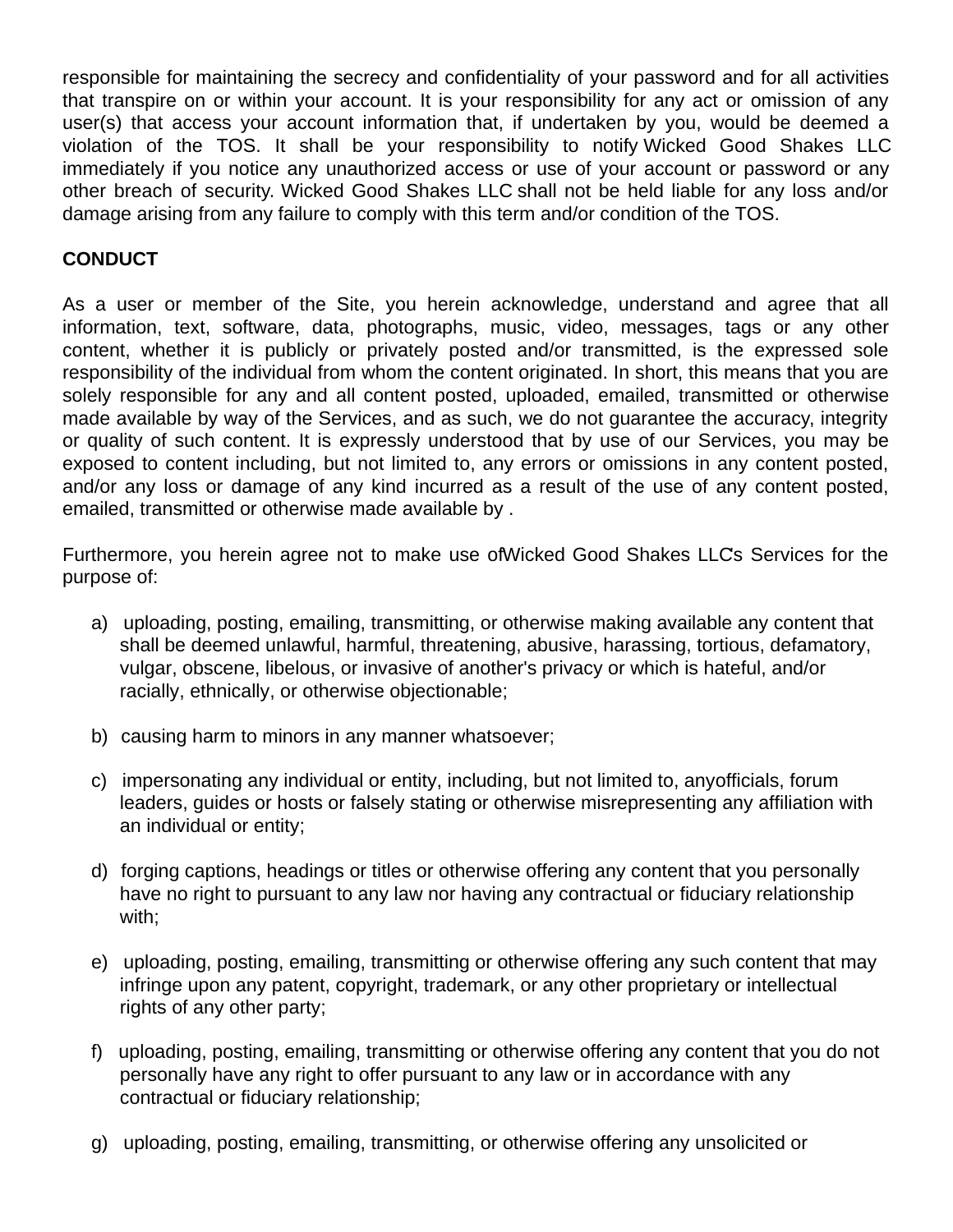responsible for maintaining the secrecy and confidentiality of your password and for all activities that transpire on or within your account. It is your responsibility for any act or omission of any user(s) that access your account information that, if undertaken by you, would be deemed a violation of the TOS. It shall be your responsibility to notify Wicked Good Shakes LLC immediately if you notice any unauthorized access or use of your account or password or any other breach of security. Wicked Good Shakes LLC shall not be held liable for any loss and/or damage arising from any failure to comply with this term and/or condition of the TOS.

**CONDUCT**

As a user or member of the Site, you herein acknowledge, understand and agree that all information, text, software, data, photographs, music, video, messages, tags or any other content, whether it is publicly or privately posted and/or transmitted, is the expressed sole responsibility of the individual from whom the content originated. In short, this means that you are solely responsible for any and all content posted, uploaded, emailed, transmitted or otherwise made available by way of the Services, and as such, we do not guarantee the accuracy, integrity or quality of such content. It is expressly understood that by use of our Services, you may be exposed to content including, but not limited to, any errors or omissions in any content posted, and/or any loss or damage of any kind incurred as a result of the use of any content posted, emailed, transmitted or otherwise made available by .

Furthermore, you herein agree not to make use of Wicked Good Shakes LLC's Services for the purpose of:

a) uploading, posting, emailing, transmitting, or otherwise making available any content that shall be deemed unlawful, harmful, threatening, abusive, harassing, tortious, defamatory, vulgar, obscene, libelous, or invasive of another's privacy or which is hateful, and/or racially, ethnically, or otherwise objectionable;

b) causing harm to minors in any manner whatsoever;

c) impersonating any individual or entity, including, but not limited to, anyofficials, forum leaders, guides or hosts or falsely stating or otherwise misrepresenting any affiliation with an individual or entity;

d) forging captions, headings or titles or otherwise offering any content that you personally have no right to pursuant to any law nor having any contractual or fiduciary relationship with;

e) uploading, posting, emailing, transmitting or otherwise offering any such content that may infringe upon any patent, copyright, trademark, or any other proprietary or intellectual rights of any other party;

f) uploading, posting, emailing, transmitting or otherwise offering any content that you do not personally have any right to offer pursuant to any law or in accordance with any contractual or fiduciary relationship;

g) uploading, posting, emailing, transmitting, or otherwise offering any unsolicited or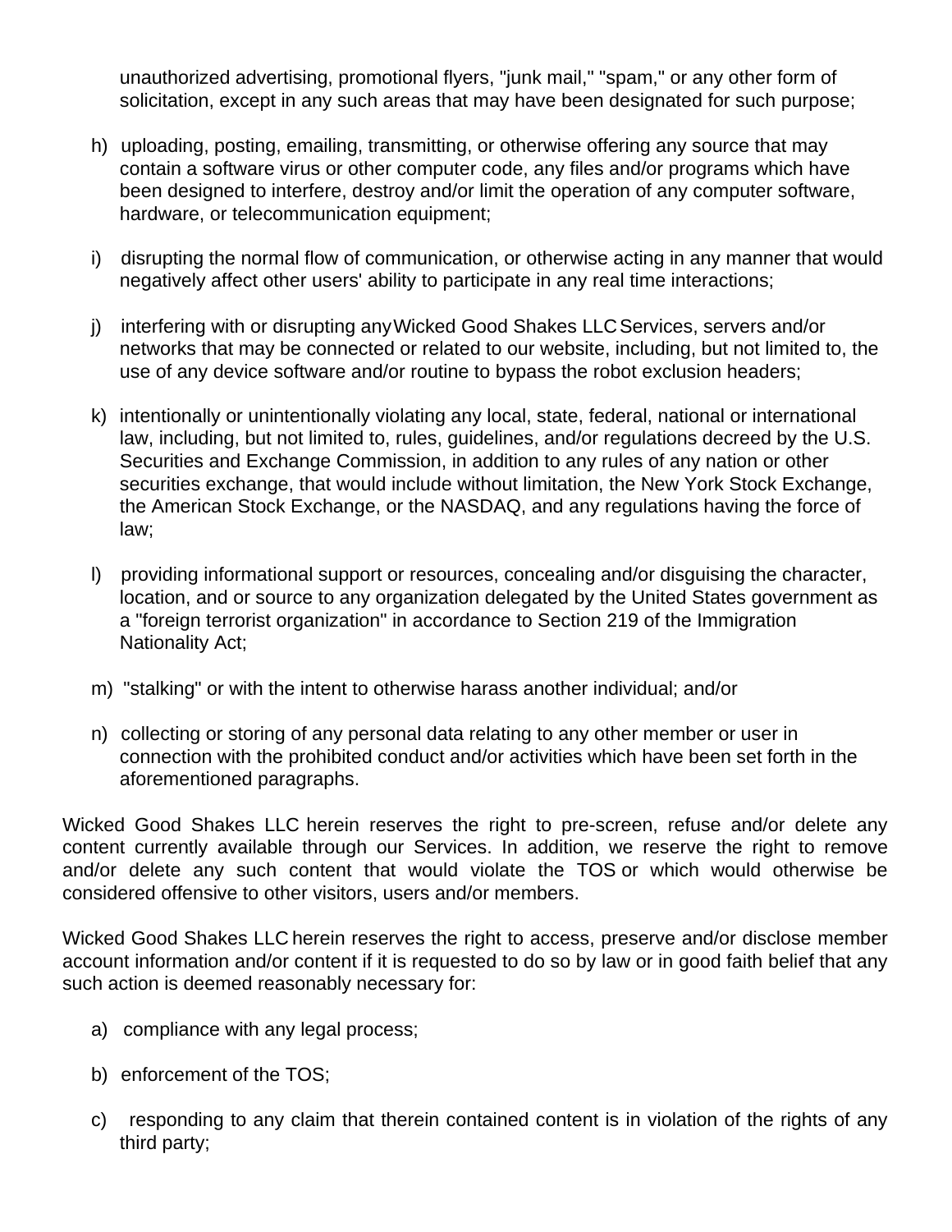unauthorized advertising, promotional flyers, "junk mail," "spam," or any other form of solicitation, except in any such areas that may have been designated for such purpose;

h) uploading, posting, emailing, transmitting, or otherwise offering any source that may contain a software virus or other computer code, any files and/or programs which have been designed to interfere, destroy and/or limit the operation of any computer software, hardware, or telecommunication equipment;

i) disrupting the normal flow of communication, or otherwise acting in any manner that would negatively affect other users' ability to participate in any real time interactions;

j) interfering with or disrupting any Wicked Good Shakes LLC Services, servers and/or networks that may be connected or related to our website, including, but not limited to, the use of any device software and/or routine to bypass the robot exclusion headers;

k) intentionally or unintentionally violating any local, state, federal, national or international law, including, but not limited to, rules, guidelines, and/or regulations decreed by the U.S. Securities and Exchange Commission, in addition to any rules of any nation or other securities exchange, that would include without limitation, the New York Stock Exchange, the American Stock Exchange, or the NASDAQ, and any regulations having the force of law;

l) providing informational support or resources, concealing and/or disguising the character, location, and or source to any organization delegated by the United States government as a "foreign terrorist organization" in accordance to Section 219 of the Immigration Nationality Act;

m) "stalking" or with the intent to otherwise harass another individual; and/or

n) collecting or storing of any personal data relating to any other member or user in connection with the prohibited conduct and/or activities which have been set forth in the aforementioned paragraphs.

Wicked Good Shakes LLC herein reserves the right to pre-screen, refuse and/or delete any content currently available through our Services. In addition, we reserve the right to remove and/or delete any such content that would violate the TOS or which would otherwise be considered offensive to other visitors, users and/or members.

Wicked Good Shakes LLC herein reserves the right to access, preserve and/or disclose member account information and/or content if it is requested to do so by law or in good faith belief that any such action is deemed reasonably necessary for:

a) compliance with any legal process;

b) enforcement of the TOS;

c) responding to any claim that therein contained content is in violation of the rights of any third party;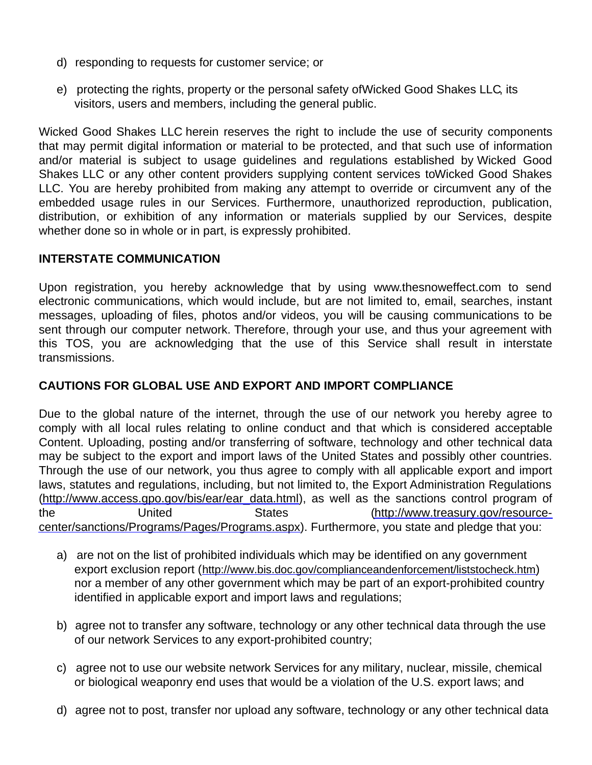d) responding to requests for customer service; or

e) protecting the rights, property or the personal safety ofWicked Good Shakes LLC, its visitors, users and members, including the general public.

Wicked Good Shakes LLC herein reserves the right to include the use of security components that may permit digital information or material to be protected, and that such use of information and/or material is subject to usage guidelines and regulations established by Wicked Good Shakes LLC or any other content providers supplying content services toWicked Good Shakes LLC. You are hereby prohibited from making any attempt to override or circumvent any of the embedded usage rules in our Services. Furthermore, unauthorized reproduction, publication, distribution, or exhibition of any information or materials supplied by our Services, despite whether done so in whole or in part, is expressly prohibited.

**INTERSTATE COMMUNICATION**

Upon registration, you hereby acknowledge that by using www.thesnoweffect.com to send electronic communications, which would include, but are not limited to, email, searches, instant messages, uploading of files, photos and/or videos, you will be causing communications to be sent through our computer network. Therefore, through your use, and thus your agreement with this TOS, you are acknowledging that the use of this Service shall result in interstate transmissions.

**CAUTIONS FOR GLOBAL USE AND EXPORT AND IMPORT COMPLIANCE**

Due to the global nature of the internet, through the use of our network you hereby agree to comply with all local rules relating to online conduct and that which is considered acceptable Content. Uploading, posting and/or transferring of software, technology and other technical data may be subject to the export and import laws of the United States and possibly other countries. Through the use of our network, you thus agree to comply with all applicable export and import laws, statutes and regulations, including, but not limited to, the Export Administration Regulations (http://www.access.gpo.gov/bis/ear/ear_data.html), as well as the sanctions control program of the United States (http://www.treasury.gov/resource-center/sanctions/Programs/Pages/Programs.aspx). Furthermore, you state and pledge that you:

a) are not on the list of prohibited individuals which may be identified on any government export exclusion report (http://www.bis.doc.gov/complianceandenforcement/liststocheck.htm) nor a member of any other government which may be part of an export-prohibited country identified in applicable export and import laws and regulations;

b) agree not to transfer any software, technology or any other technical data through the use of our network Services to any export-prohibited country;

c) agree not to use our website network Services for any military, nuclear, missile, chemical or biological weaponry end uses that would be a violation of the U.S. export laws; and

d) agree not to post, transfer nor upload any software, technology or any other technical data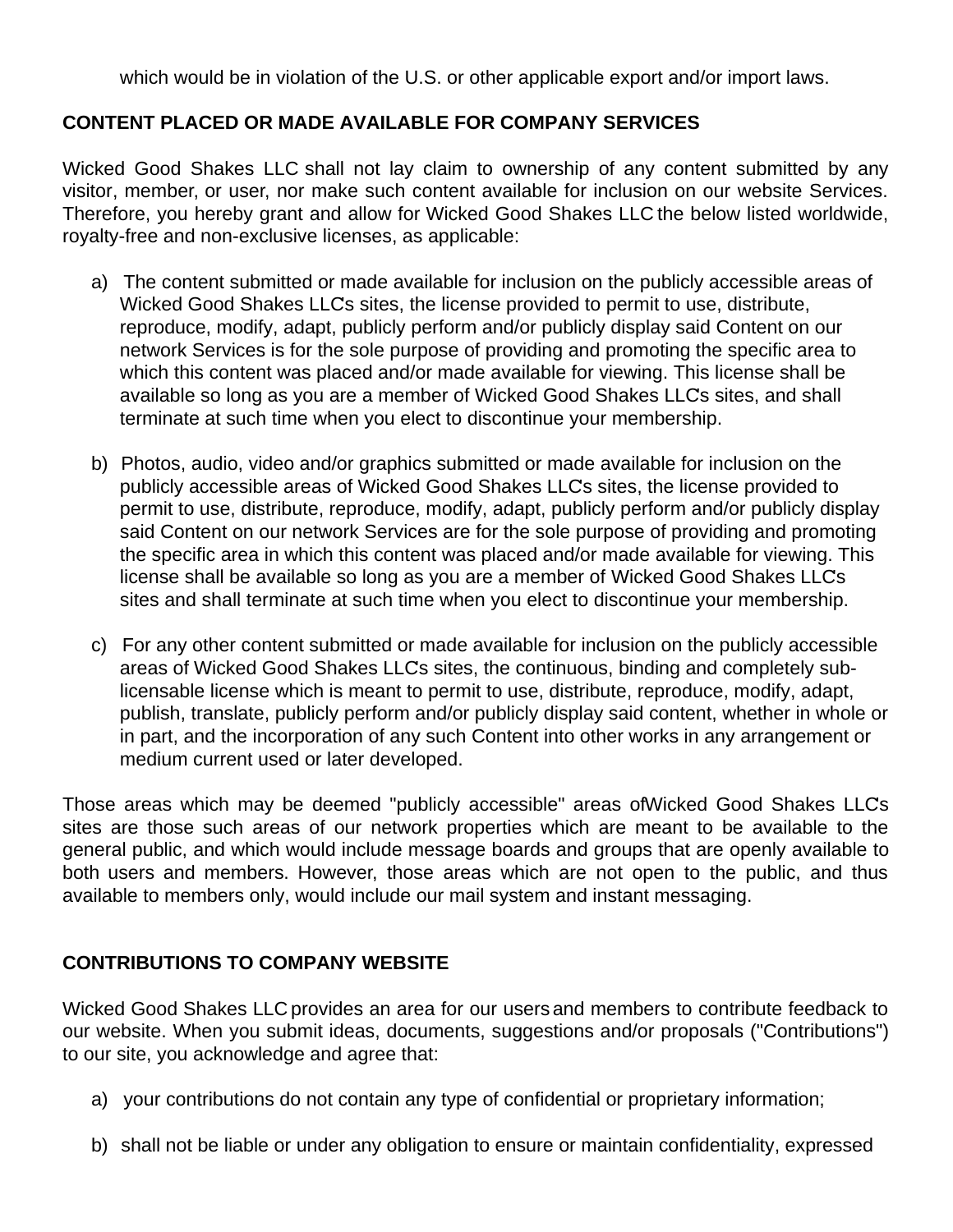which would be in violation of the U.S. or other applicable export and/or import laws.

**CONTENT PLACED OR MADE AVAILABLE FOR COMPANY SERVICES**

Wicked Good Shakes LLC shall not lay claim to ownership of any content submitted by any visitor, member, or user, nor make such content available for inclusion on our website Services. Therefore, you hereby grant and allow for Wicked Good Shakes LLC the below listed worldwide, royalty-free and non-exclusive licenses, as applicable:

a) The content submitted or made available for inclusion on the publicly accessible areas of Wicked Good Shakes LLC's sites, the license provided to permit to use, distribute, reproduce, modify, adapt, publicly perform and/or publicly display said Content on our network Services is for the sole purpose of providing and promoting the specific area to which this content was placed and/or made available for viewing. This license shall be available so long as you are a member of Wicked Good Shakes LLC's sites, and shall terminate at such time when you elect to discontinue your membership.

b) Photos, audio, video and/or graphics submitted or made available for inclusion on the publicly accessible areas of Wicked Good Shakes LLC's sites, the license provided to permit to use, distribute, reproduce, modify, adapt, publicly perform and/or publicly display said Content on our network Services are for the sole purpose of providing and promoting the specific area in which this content was placed and/or made available for viewing. This license shall be available so long as you are a member of Wicked Good Shakes LLC's sites and shall terminate at such time when you elect to discontinue your membership.

c) For any other content submitted or made available for inclusion on the publicly accessible areas of Wicked Good Shakes LLC's sites, the continuous, binding and completely sub-licensable license which is meant to permit to use, distribute, reproduce, modify, adapt, publish, translate, publicly perform and/or publicly display said content, whether in whole or in part, and the incorporation of any such Content into other works in any arrangement or medium current used or later developed.

Those areas which may be deemed "publicly accessible" areas ofWicked Good Shakes LLC's sites are those such areas of our network properties which are meant to be available to the general public, and which would include message boards and groups that are openly available to both users and members. However, those areas which are not open to the public, and thus available to members only, would include our mail system and instant messaging.

**CONTRIBUTIONS TO COMPANY WEBSITE**

Wicked Good Shakes LLC provides an area for our users and members to contribute feedback to our website. When you submit ideas, documents, suggestions and/or proposals ("Contributions") to our site, you acknowledge and agree that:

a) your contributions do not contain any type of confidential or proprietary information;

b) shall not be liable or under any obligation to ensure or maintain confidentiality, expressed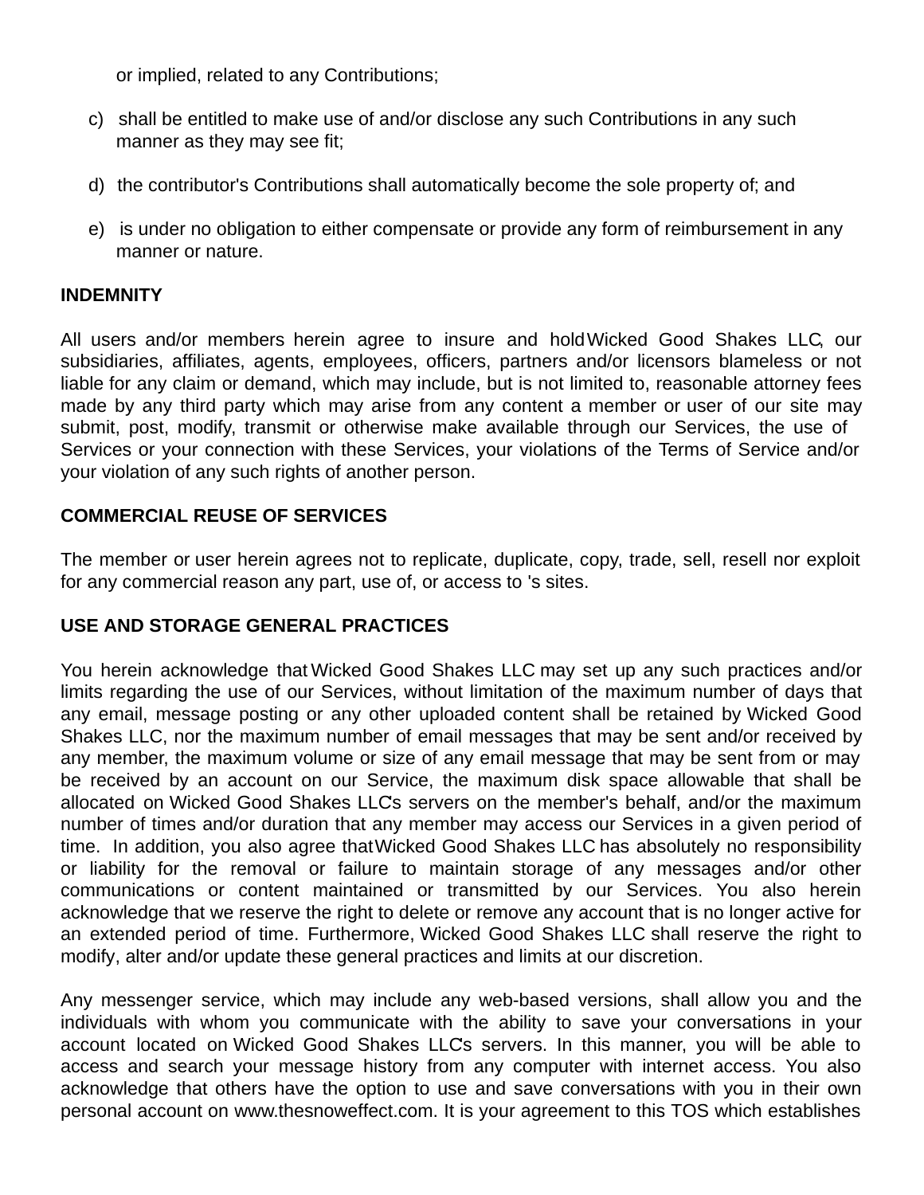or implied, related to any Contributions;

c) shall be entitled to make use of and/or disclose any such Contributions in any such manner as they may see fit;

d) the contributor's Contributions shall automatically become the sole property of; and

e) is under no obligation to either compensate or provide any form of reimbursement in any manner or nature.

**INDEMNITY**

All users and/or members herein agree to insure and hold Wicked Good Shakes LLC, our subsidiaries, affiliates, agents, employees, officers, partners and/or licensors blameless or not liable for any claim or demand, which may include, but is not limited to, reasonable attorney fees made by any third party which may arise from any content a member or user of our site may submit, post, modify, transmit or otherwise make available through our Services, the use of Services or your connection with these Services, your violations of the Terms of Service and/or your violation of any such rights of another person.

**COMMERCIAL REUSE OF SERVICES**

The member or user herein agrees not to replicate, duplicate, copy, trade, sell, resell nor exploit for any commercial reason any part, use of, or access to 's sites.

**USE AND STORAGE GENERAL PRACTICES**

You herein acknowledge that Wicked Good Shakes LLC may set up any such practices and/or limits regarding the use of our Services, without limitation of the maximum number of days that any email, message posting or any other uploaded content shall be retained by Wicked Good Shakes LLC, nor the maximum number of email messages that may be sent and/or received by any member, the maximum volume or size of any email message that may be sent from or may be received by an account on our Service, the maximum disk space allowable that shall be allocated on Wicked Good Shakes LLC's servers on the member's behalf, and/or the maximum number of times and/or duration that any member may access our Services in a given period of time. In addition, you also agree that Wicked Good Shakes LLC has absolutely no responsibility or liability for the removal or failure to maintain storage of any messages and/or other communications or content maintained or transmitted by our Services. You also herein acknowledge that we reserve the right to delete or remove any account that is no longer active for an extended period of time. Furthermore, Wicked Good Shakes LLC shall reserve the right to modify, alter and/or update these general practices and limits at our discretion.

Any messenger service, which may include any web-based versions, shall allow you and the individuals with whom you communicate with the ability to save your conversations in your account located on Wicked Good Shakes LLC's servers. In this manner, you will be able to access and search your message history from any computer with internet access. You also acknowledge that others have the option to use and save conversations with you in their own personal account on www.thesnoweffect.com. It is your agreement to this TOS which establishes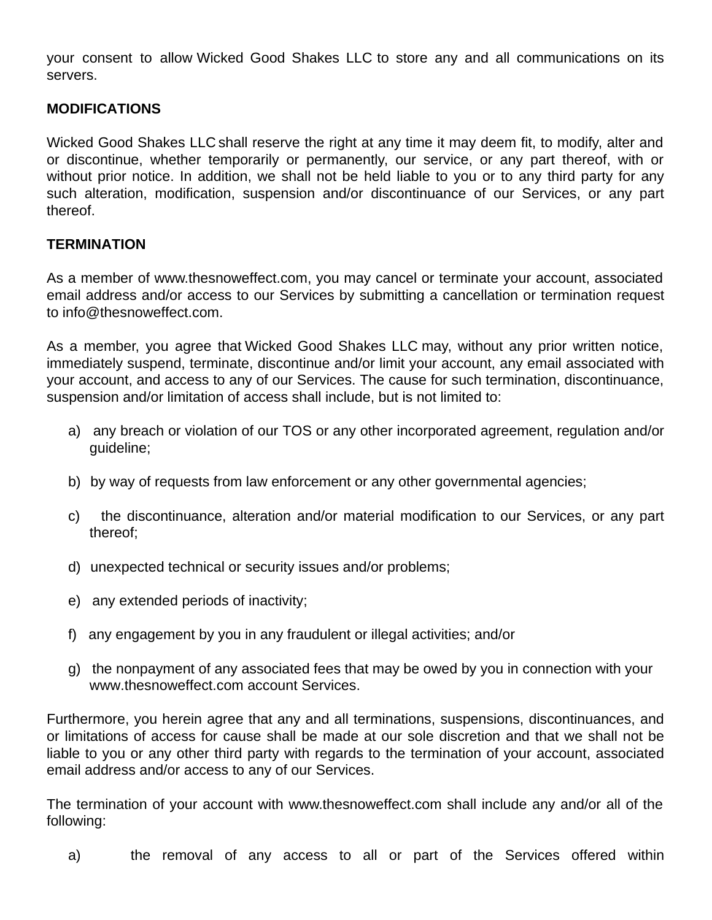your consent to allow Wicked Good Shakes LLC to store any and all communications on its servers.

## MODIFICATIONS

Wicked Good Shakes LLC shall reserve the right at any time it may deem fit, to modify, alter and or discontinue, whether temporarily or permanently, our service, or any part thereof, with or without prior notice. In addition, we shall not be held liable to you or to any third party for any such alteration, modification, suspension and/or discontinuance of our Services, or any part thereof.

## TERMINATION

As a member of www.thesnoweffect.com, you may cancel or terminate your account, associated email address and/or access to our Services by submitting a cancellation or termination request to info@thesnoweffect.com.

As a member, you agree that Wicked Good Shakes LLC may, without any prior written notice, immediately suspend, terminate, discontinue and/or limit your account, any email associated with your account, and access to any of our Services. The cause for such termination, discontinuance, suspension and/or limitation of access shall include, but is not limited to:

a) any breach or violation of our TOS or any other incorporated agreement, regulation and/or guideline;

b) by way of requests from law enforcement or any other governmental agencies;

c) the discontinuance, alteration and/or material modification to our Services, or any part thereof;

d) unexpected technical or security issues and/or problems;

e) any extended periods of inactivity;

f) any engagement by you in any fraudulent or illegal activities; and/or

g) the nonpayment of any associated fees that may be owed by you in connection with your www.thesnoweffect.com account Services.

Furthermore, you herein agree that any and all terminations, suspensions, discontinuances, and or limitations of access for cause shall be made at our sole discretion and that we shall not be liable to you or any other third party with regards to the termination of your account, associated email address and/or access to any of our Services.

The termination of your account with www.thesnoweffect.com shall include any and/or all of the following:

a) the removal of any access to all or part of the Services offered within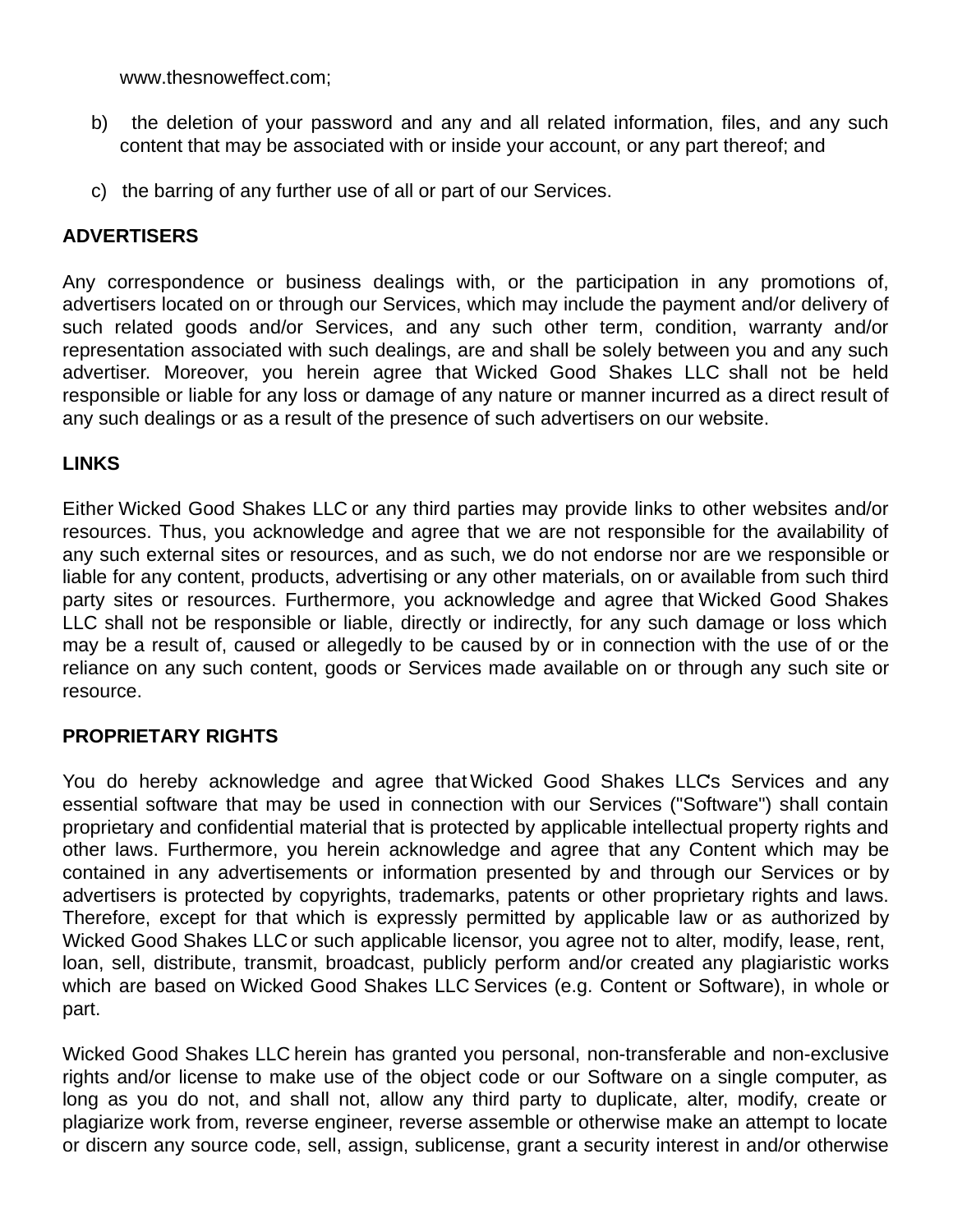www.thesnoweffect.com;

b) the deletion of your password and any and all related information, files, and any such content that may be associated with or inside your account, or any part thereof; and

c) the barring of any further use of all or part of our Services.

**ADVERTISERS**

Any correspondence or business dealings with, or the participation in any promotions of, advertisers located on or through our Services, which may include the payment and/or delivery of such related goods and/or Services, and any such other term, condition, warranty and/or representation associated with such dealings, are and shall be solely between you and any such advertiser. Moreover, you herein agree that Wicked Good Shakes LLC shall not be held responsible or liable for any loss or damage of any nature or manner incurred as a direct result of any such dealings or as a result of the presence of such advertisers on our website.

**LINKS**

Either Wicked Good Shakes LLC or any third parties may provide links to other websites and/or resources. Thus, you acknowledge and agree that we are not responsible for the availability of any such external sites or resources, and as such, we do not endorse nor are we responsible or liable for any content, products, advertising or any other materials, on or available from such third party sites or resources. Furthermore, you acknowledge and agree that Wicked Good Shakes LLC shall not be responsible or liable, directly or indirectly, for any such damage or loss which may be a result of, caused or allegedly to be caused by or in connection with the use of or the reliance on any such content, goods or Services made available on or through any such site or resource.

**PROPRIETARY RIGHTS**

You do hereby acknowledge and agree that Wicked Good Shakes LLC's Services and any essential software that may be used in connection with our Services ("Software") shall contain proprietary and confidential material that is protected by applicable intellectual property rights and other laws. Furthermore, you herein acknowledge and agree that any Content which may be contained in any advertisements or information presented by and through our Services or by advertisers is protected by copyrights, trademarks, patents or other proprietary rights and laws. Therefore, except for that which is expressly permitted by applicable law or as authorized by Wicked Good Shakes LLC or such applicable licensor, you agree not to alter, modify, lease, rent, loan, sell, distribute, transmit, broadcast, publicly perform and/or created any plagiaristic works which are based on Wicked Good Shakes LLC Services (e.g. Content or Software), in whole or part.

Wicked Good Shakes LLC herein has granted you personal, non-transferable and non-exclusive rights and/or license to make use of the object code or our Software on a single computer, as long as you do not, and shall not, allow any third party to duplicate, alter, modify, create or plagiarize work from, reverse engineer, reverse assemble or otherwise make an attempt to locate or discern any source code, sell, assign, sublicense, grant a security interest in and/or otherwise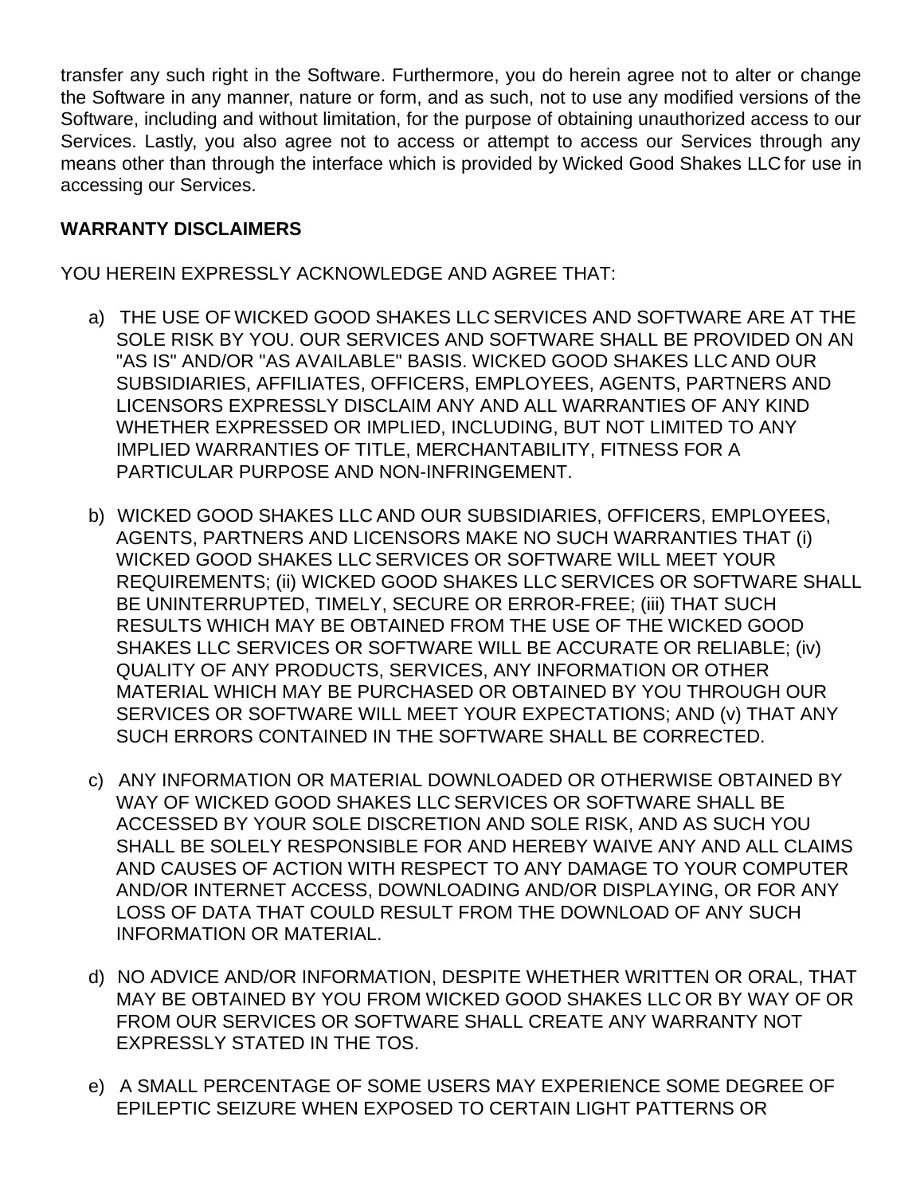transfer any such right in the Software. Furthermore, you do herein agree not to alter or change the Software in any manner, nature or form, and as such, not to use any modified versions of the Software, including and without limitation, for the purpose of obtaining unauthorized access to our Services. Lastly, you also agree not to access or attempt to access our Services through any means other than through the interface which is provided by Wicked Good Shakes LLC for use in accessing our Services.

**WARRANTY DISCLAIMERS**

YOU HEREIN EXPRESSLY ACKNOWLEDGE AND AGREE THAT:

a) THE USE OF WICKED GOOD SHAKES LLC SERVICES AND SOFTWARE ARE AT THE SOLE RISK BY YOU. OUR SERVICES AND SOFTWARE SHALL BE PROVIDED ON AN "AS IS" AND/OR "AS AVAILABLE" BASIS. WICKED GOOD SHAKES LLC AND OUR SUBSIDIARIES, AFFILIATES, OFFICERS, EMPLOYEES, AGENTS, PARTNERS AND LICENSORS EXPRESSLY DISCLAIM ANY AND ALL WARRANTIES OF ANY KIND WHETHER EXPRESSED OR IMPLIED, INCLUDING, BUT NOT LIMITED TO ANY IMPLIED WARRANTIES OF TITLE, MERCHANTABILITY, FITNESS FOR A PARTICULAR PURPOSE AND NON-INFRINGEMENT.

b) WICKED GOOD SHAKES LLC AND OUR SUBSIDIARIES, OFFICERS, EMPLOYEES, AGENTS, PARTNERS AND LICENSORS MAKE NO SUCH WARRANTIES THAT (i) WICKED GOOD SHAKES LLC SERVICES OR SOFTWARE WILL MEET YOUR REQUIREMENTS; (ii) WICKED GOOD SHAKES LLC SERVICES OR SOFTWARE SHALL BE UNINTERRUPTED, TIMELY, SECURE OR ERROR-FREE; (iii) THAT SUCH RESULTS WHICH MAY BE OBTAINED FROM THE USE OF THE WICKED GOOD SHAKES LLC SERVICES OR SOFTWARE WILL BE ACCURATE OR RELIABLE; (iv) QUALITY OF ANY PRODUCTS, SERVICES, ANY INFORMATION OR OTHER MATERIAL WHICH MAY BE PURCHASED OR OBTAINED BY YOU THROUGH OUR SERVICES OR SOFTWARE WILL MEET YOUR EXPECTATIONS; AND (v) THAT ANY SUCH ERRORS CONTAINED IN THE SOFTWARE SHALL BE CORRECTED.

c) ANY INFORMATION OR MATERIAL DOWNLOADED OR OTHERWISE OBTAINED BY WAY OF WICKED GOOD SHAKES LLC SERVICES OR SOFTWARE SHALL BE ACCESSED BY YOUR SOLE DISCRETION AND SOLE RISK, AND AS SUCH YOU SHALL BE SOLELY RESPONSIBLE FOR AND HEREBY WAIVE ANY AND ALL CLAIMS AND CAUSES OF ACTION WITH RESPECT TO ANY DAMAGE TO YOUR COMPUTER AND/OR INTERNET ACCESS, DOWNLOADING AND/OR DISPLAYING, OR FOR ANY LOSS OF DATA THAT COULD RESULT FROM THE DOWNLOAD OF ANY SUCH INFORMATION OR MATERIAL.

d) NO ADVICE AND/OR INFORMATION, DESPITE WHETHER WRITTEN OR ORAL, THAT MAY BE OBTAINED BY YOU FROM WICKED GOOD SHAKES LLC OR BY WAY OF OR FROM OUR SERVICES OR SOFTWARE SHALL CREATE ANY WARRANTY NOT EXPRESSLY STATED IN THE TOS.

e) A SMALL PERCENTAGE OF SOME USERS MAY EXPERIENCE SOME DEGREE OF EPILEPTIC SEIZURE WHEN EXPOSED TO CERTAIN LIGHT PATTERNS OR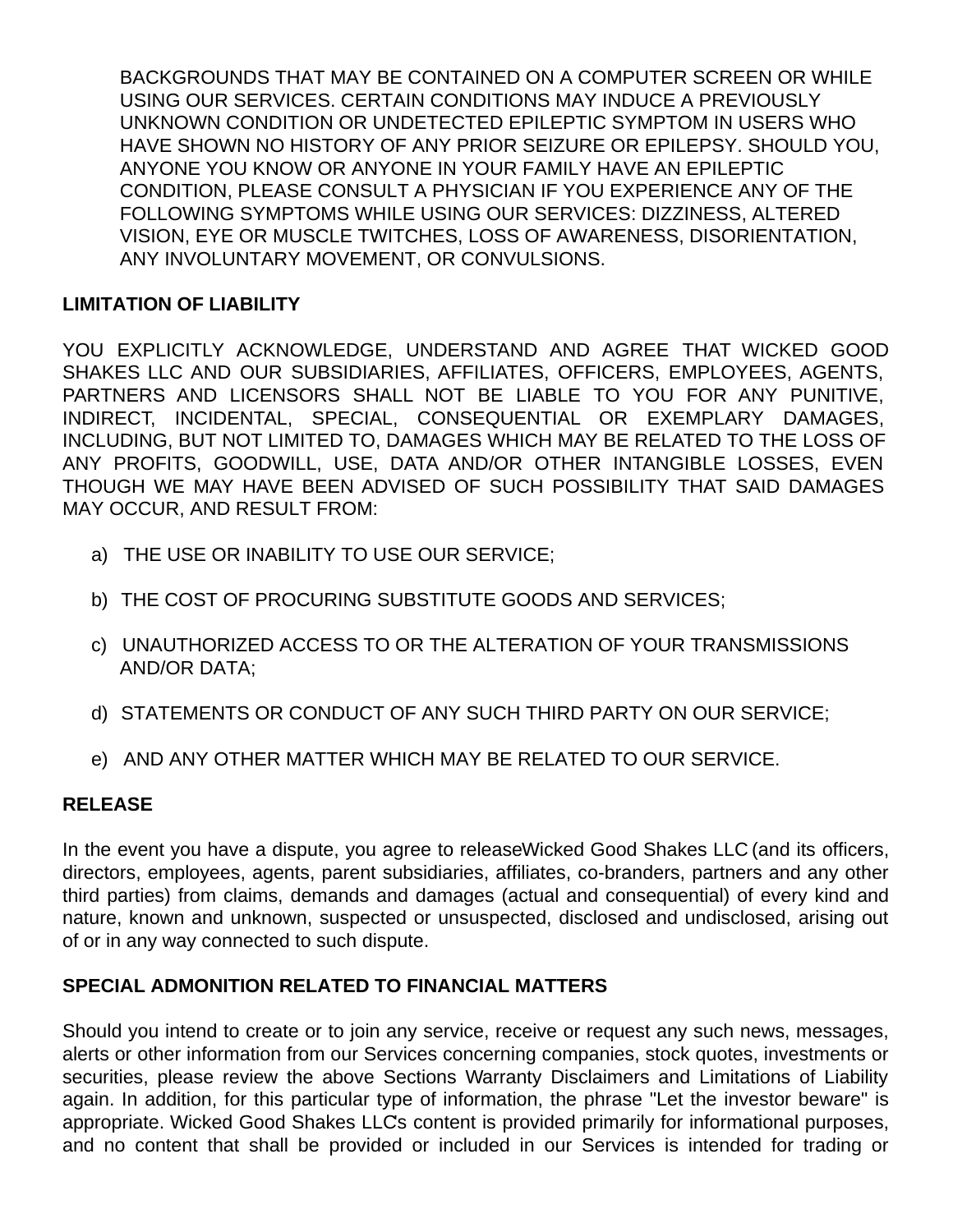BACKGROUNDS THAT MAY BE CONTAINED ON A COMPUTER SCREEN OR WHILE USING OUR SERVICES. CERTAIN CONDITIONS MAY INDUCE A PREVIOUSLY UNKNOWN CONDITION OR UNDETECTED EPILEPTIC SYMPTOM IN USERS WHO HAVE SHOWN NO HISTORY OF ANY PRIOR SEIZURE OR EPILEPSY. SHOULD YOU, ANYONE YOU KNOW OR ANYONE IN YOUR FAMILY HAVE AN EPILEPTIC CONDITION, PLEASE CONSULT A PHYSICIAN IF YOU EXPERIENCE ANY OF THE FOLLOWING SYMPTOMS WHILE USING OUR SERVICES: DIZZINESS, ALTERED VISION, EYE OR MUSCLE TWITCHES, LOSS OF AWARENESS, DISORIENTATION, ANY INVOLUNTARY MOVEMENT, OR CONVULSIONS.

**LIMITATION OF LIABILITY**

YOU EXPLICITLY ACKNOWLEDGE, UNDERSTAND AND AGREE THAT WICKED GOOD SHAKES LLC AND OUR SUBSIDIARIES, AFFILIATES, OFFICERS, EMPLOYEES, AGENTS, PARTNERS AND LICENSORS SHALL NOT BE LIABLE TO YOU FOR ANY PUNITIVE, INDIRECT, INCIDENTAL, SPECIAL, CONSEQUENTIAL OR EXEMPLARY DAMAGES, INCLUDING, BUT NOT LIMITED TO, DAMAGES WHICH MAY BE RELATED TO THE LOSS OF ANY PROFITS, GOODWILL, USE, DATA AND/OR OTHER INTANGIBLE LOSSES, EVEN THOUGH WE MAY HAVE BEEN ADVISED OF SUCH POSSIBILITY THAT SAID DAMAGES MAY OCCUR, AND RESULT FROM:

a) THE USE OR INABILITY TO USE OUR SERVICE;

b) THE COST OF PROCURING SUBSTITUTE GOODS AND SERVICES;

c) UNAUTHORIZED ACCESS TO OR THE ALTERATION OF YOUR TRANSMISSIONS AND/OR DATA;

d) STATEMENTS OR CONDUCT OF ANY SUCH THIRD PARTY ON OUR SERVICE;

e) AND ANY OTHER MATTER WHICH MAY BE RELATED TO OUR SERVICE.

**RELEASE**

In the event you have a dispute, you agree to releaseWicked Good Shakes LLC (and its officers, directors, employees, agents, parent subsidiaries, affiliates, co-branders, partners and any other third parties) from claims, demands and damages (actual and consequential) of every kind and nature, known and unknown, suspected or unsuspected, disclosed and undisclosed, arising out of or in any way connected to such dispute.

**SPECIAL ADMONITION RELATED TO FINANCIAL MATTERS**

Should you intend to create or to join any service, receive or request any such news, messages, alerts or other information from our Services concerning companies, stock quotes, investments or securities, please review the above Sections Warranty Disclaimers and Limitations of Liability again. In addition, for this particular type of information, the phrase "Let the investor beware" is appropriate. Wicked Good Shakes LLC's content is provided primarily for informational purposes, and no content that shall be provided or included in our Services is intended for trading or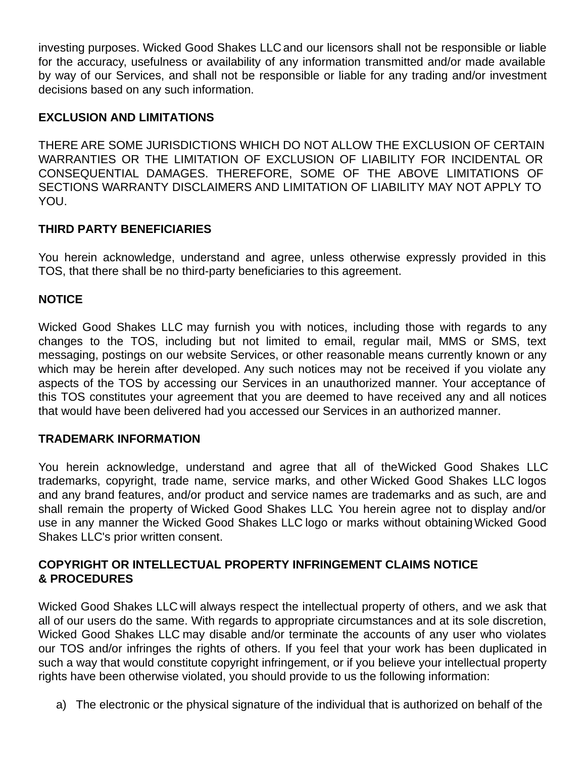investing purposes. Wicked Good Shakes LLC and our licensors shall not be responsible or liable for the accuracy, usefulness or availability of any information transmitted and/or made available by way of our Services, and shall not be responsible or liable for any trading and/or investment decisions based on any such information.

**EXCLUSION AND LIMITATIONS**

THERE ARE SOME JURISDICTIONS WHICH DO NOT ALLOW THE EXCLUSION OF CERTAIN WARRANTIES OR THE LIMITATION OF EXCLUSION OF LIABILITY FOR INCIDENTAL OR CONSEQUENTIAL DAMAGES. THEREFORE, SOME OF THE ABOVE LIMITATIONS OF SECTIONS WARRANTY DISCLAIMERS AND LIMITATION OF LIABILITY MAY NOT APPLY TO YOU.

**THIRD PARTY BENEFICIARIES**

You herein acknowledge, understand and agree, unless otherwise expressly provided in this TOS, that there shall be no third-party beneficiaries to this agreement.

**NOTICE**

Wicked Good Shakes LLC may furnish you with notices, including those with regards to any changes to the TOS, including but not limited to email, regular mail, MMS or SMS, text messaging, postings on our website Services, or other reasonable means currently known or any which may be herein after developed. Any such notices may not be received if you violate any aspects of the TOS by accessing our Services in an unauthorized manner. Your acceptance of this TOS constitutes your agreement that you are deemed to have received any and all notices that would have been delivered had you accessed our Services in an authorized manner.

**TRADEMARK INFORMATION**

You herein acknowledge, understand and agree that all of the Wicked Good Shakes LLC trademarks, copyright, trade name, service marks, and other Wicked Good Shakes LLC logos and any brand features, and/or product and service names are trademarks and as such, are and shall remain the property of Wicked Good Shakes LLC. You herein agree not to display and/or use in any manner the Wicked Good Shakes LLC logo or marks without obtaining Wicked Good Shakes LLC's prior written consent.

**COPYRIGHT OR INTELLECTUAL PROPERTY INFRINGEMENT CLAIMS NOTICE & PROCEDURES**

Wicked Good Shakes LLC will always respect the intellectual property of others, and we ask that all of our users do the same. With regards to appropriate circumstances and at its sole discretion, Wicked Good Shakes LLC may disable and/or terminate the accounts of any user who violates our TOS and/or infringes the rights of others. If you feel that your work has been duplicated in such a way that would constitute copyright infringement, or if you believe your intellectual property rights have been otherwise violated, you should provide to us the following information:

a) The electronic or the physical signature of the individual that is authorized on behalf of the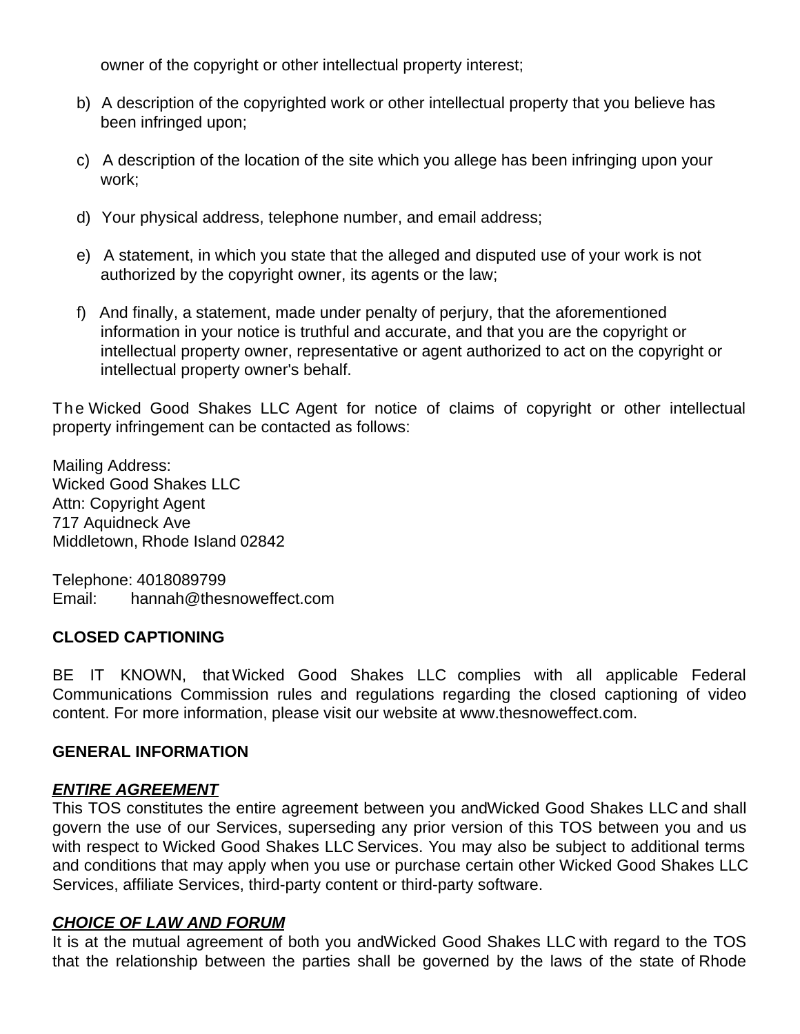owner of the copyright or other intellectual property interest;

b) A description of the copyrighted work or other intellectual property that you believe has been infringed upon;

c) A description of the location of the site which you allege has been infringing upon your work;

d) Your physical address, telephone number, and email address;

e) A statement, in which you state that the alleged and disputed use of your work is not authorized by the copyright owner, its agents or the law;

f) And finally, a statement, made under penalty of perjury, that the aforementioned information in your notice is truthful and accurate, and that you are the copyright or intellectual property owner, representative or agent authorized to act on the copyright or intellectual property owner's behalf.

The Wicked Good Shakes LLC Agent for notice of claims of copyright or other intellectual property infringement can be contacted as follows:

Mailing Address:
Wicked Good Shakes LLC
Attn: Copyright Agent
717 Aquidneck Ave
Middletown, Rhode Island 02842

Telephone: 4018089799
Email: hannah@thesnoweffect.com

**CLOSED CAPTIONING**

BE IT KNOWN, that Wicked Good Shakes LLC complies with all applicable Federal Communications Commission rules and regulations regarding the closed captioning of video content. For more information, please visit our website at www.thesnoweffect.com.

**GENERAL INFORMATION**

***ENTIRE AGREEMENT***

This TOS constitutes the entire agreement between you andWicked Good Shakes LLC and shall govern the use of our Services, superseding any prior version of this TOS between you and us with respect to Wicked Good Shakes LLC Services. You may also be subject to additional terms and conditions that may apply when you use or purchase certain other Wicked Good Shakes LLC Services, affiliate Services, third-party content or third-party software.

***CHOICE OF LAW AND FORUM***

It is at the mutual agreement of both you andWicked Good Shakes LLC with regard to the TOS that the relationship between the parties shall be governed by the laws of the state of Rhode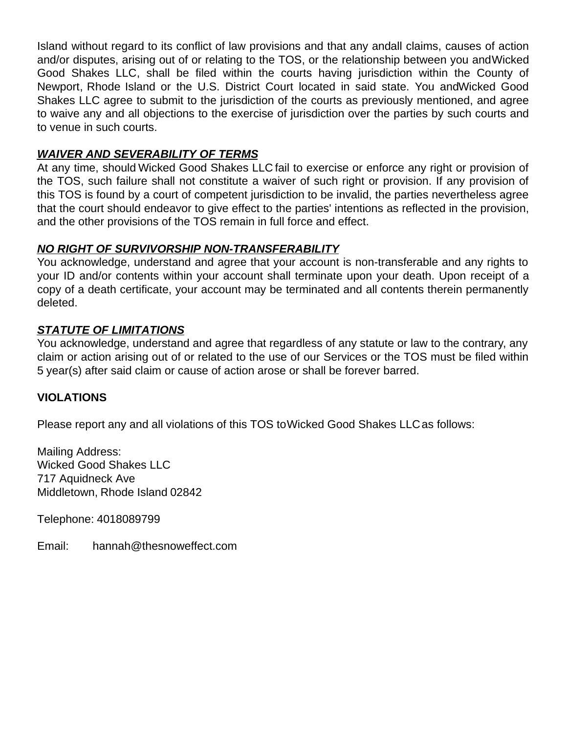Island without regard to its conflict of law provisions and that any andall claims, causes of action and/or disputes, arising out of or relating to the TOS, or the relationship between you andWicked Good Shakes LLC, shall be filed within the courts having jurisdiction within the County of Newport, Rhode Island or the U.S. District Court located in said state. You andWicked Good Shakes LLC agree to submit to the jurisdiction of the courts as previously mentioned, and agree to waive any and all objections to the exercise of jurisdiction over the parties by such courts and to venue in such courts.

***WAIVER AND SEVERABILITY OF TERMS***

At any time, should Wicked Good Shakes LLC fail to exercise or enforce any right or provision of the TOS, such failure shall not constitute a waiver of such right or provision. If any provision of this TOS is found by a court of competent jurisdiction to be invalid, the parties nevertheless agree that the court should endeavor to give effect to the parties' intentions as reflected in the provision, and the other provisions of the TOS remain in full force and effect.

***NO RIGHT OF SURVIVORSHIP NON-TRANSFERABILITY***

You acknowledge, understand and agree that your account is non-transferable and any rights to your ID and/or contents within your account shall terminate upon your death. Upon receipt of a copy of a death certificate, your account may be terminated and all contents therein permanently deleted.

***STATUTE OF LIMITATIONS***

You acknowledge, understand and agree that regardless of any statute or law to the contrary, any claim or action arising out of or related to the use of our Services or the TOS must be filed within 5 year(s) after said claim or cause of action arose or shall be forever barred.

**VIOLATIONS**

Please report any and all violations of this TOS toWicked Good Shakes LLC as follows:

Mailing Address:
Wicked Good Shakes LLC
717 Aquidneck Ave
Middletown, Rhode Island 02842

Telephone: 4018089799

Email: hannah@thesnoweffect.com